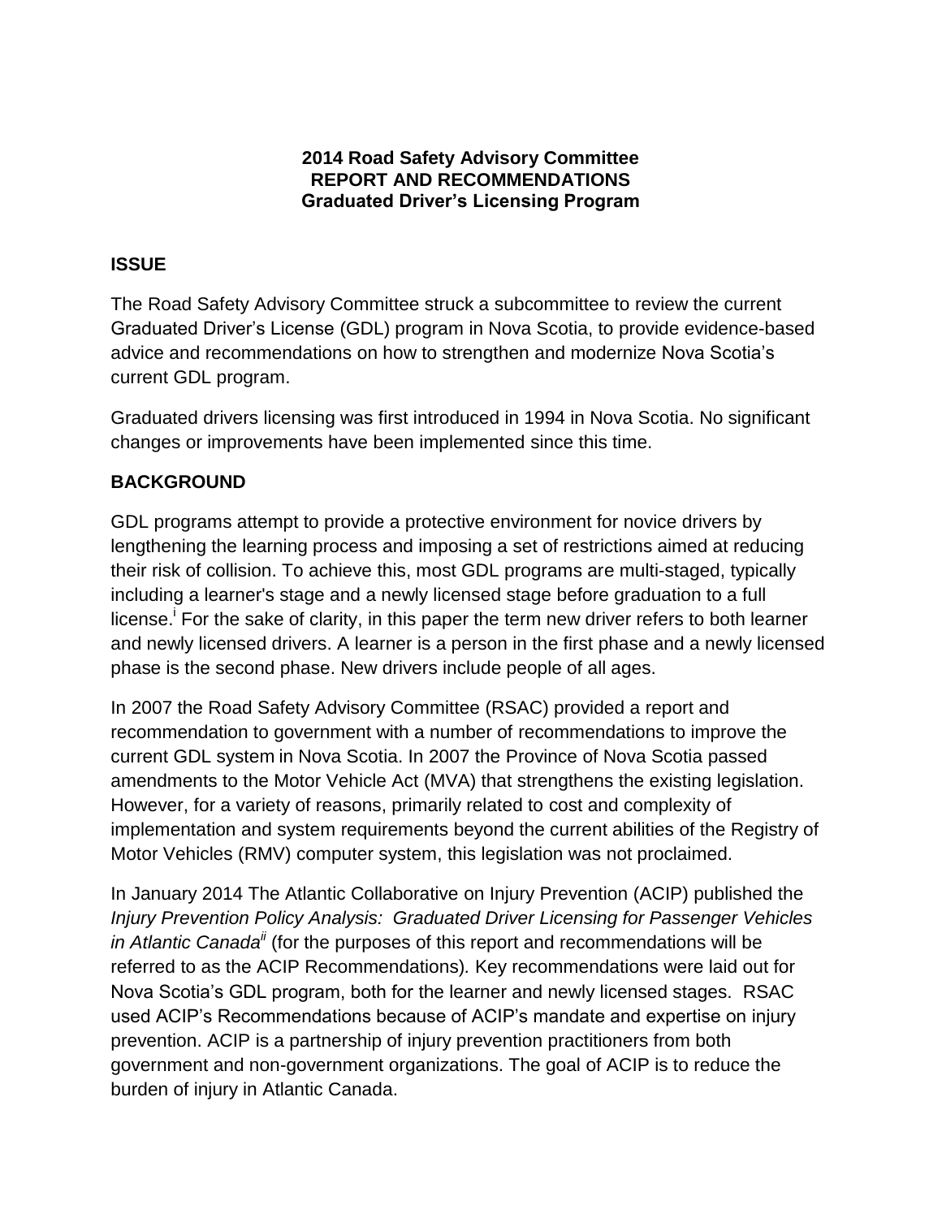**2014 Road Safety Advisory Committee**
**REPORT AND RECOMMENDATIONS**
**Graduated Driver's Licensing Program**

## ISSUE

The Road Safety Advisory Committee struck a subcommittee to review the current Graduated Driver's License (GDL) program in Nova Scotia, to provide evidence-based advice and recommendations on how to strengthen and modernize Nova Scotia's current GDL program.

Graduated drivers licensing was first introduced in 1994 in Nova Scotia. No significant changes or improvements have been implemented since this time.

## BACKGROUND

GDL programs attempt to provide a protective environment for novice drivers by lengthening the learning process and imposing a set of restrictions aimed at reducing their risk of collision. To achieve this, most GDL programs are multi-staged, typically including a learner's stage and a newly licensed stage before graduation to a full license.[i] For the sake of clarity, in this paper the term new driver refers to both learner and newly licensed drivers. A learner is a person in the first phase and a newly licensed phase is the second phase. New drivers include people of all ages.

In 2007 the Road Safety Advisory Committee (RSAC) provided a report and recommendation to government with a number of recommendations to improve the current GDL system in Nova Scotia. In 2007 the Province of Nova Scotia passed amendments to the Motor Vehicle Act (MVA) that strengthens the existing legislation. However, for a variety of reasons, primarily related to cost and complexity of implementation and system requirements beyond the current abilities of the Registry of Motor Vehicles (RMV) computer system, this legislation was not proclaimed.

In January 2014 The Atlantic Collaborative on Injury Prevention (ACIP) published the *Injury Prevention Policy Analysis: Graduated Driver Licensing for Passenger Vehicles in Atlantic Canada*[ii] (for the purposes of this report and recommendations will be referred to as the ACIP Recommendations). Key recommendations were laid out for Nova Scotia's GDL program, both for the learner and newly licensed stages. RSAC used ACIP's Recommendations because of ACIP's mandate and expertise on injury prevention. ACIP is a partnership of injury prevention practitioners from both government and non-government organizations. The goal of ACIP is to reduce the burden of injury in Atlantic Canada.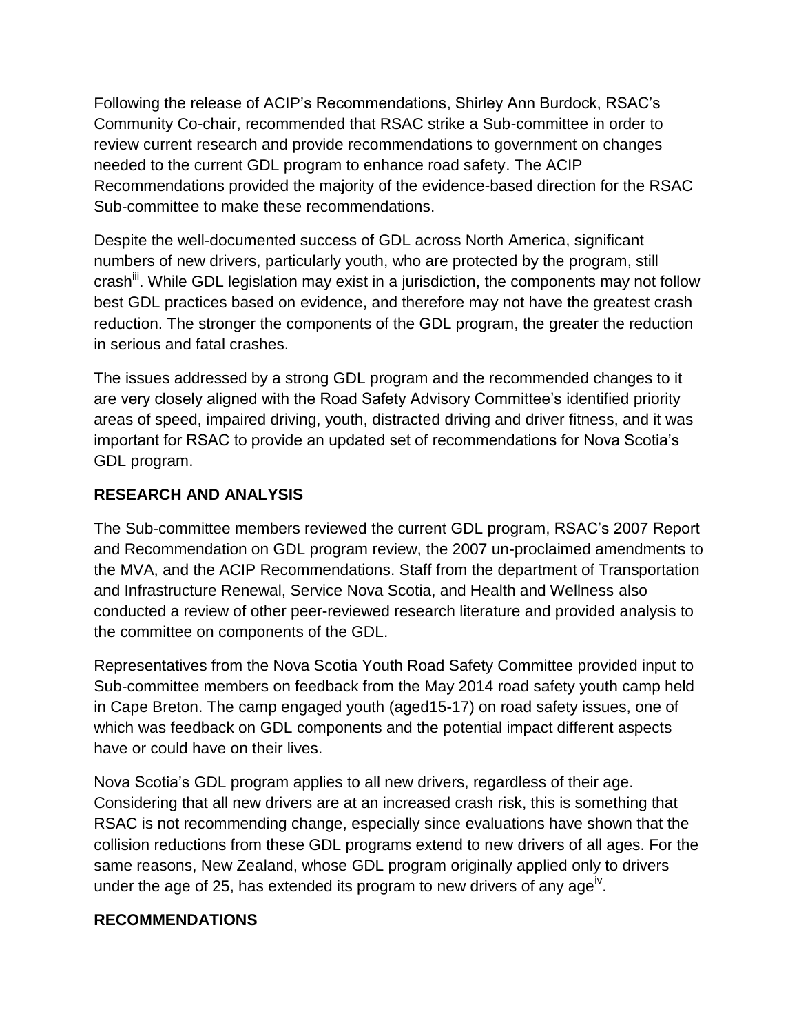Following the release of ACIP's Recommendations, Shirley Ann Burdock, RSAC's Community Co-chair, recommended that RSAC strike a Sub-committee in order to review current research and provide recommendations to government on changes needed to the current GDL program to enhance road safety. The ACIP Recommendations provided the majority of the evidence-based direction for the RSAC Sub-committee to make these recommendations.

Despite the well-documented success of GDL across North America, significant numbers of new drivers, particularly youth, who are protected by the program, still crash[iii]. While GDL legislation may exist in a jurisdiction, the components may not follow best GDL practices based on evidence, and therefore may not have the greatest crash reduction. The stronger the components of the GDL program, the greater the reduction in serious and fatal crashes.

The issues addressed by a strong GDL program and the recommended changes to it are very closely aligned with the Road Safety Advisory Committee's identified priority areas of speed, impaired driving, youth, distracted driving and driver fitness, and it was important for RSAC to provide an updated set of recommendations for Nova Scotia's GDL program.

## RESEARCH AND ANALYSIS

The Sub-committee members reviewed the current GDL program, RSAC's 2007 Report and Recommendation on GDL program review, the 2007 un-proclaimed amendments to the MVA, and the ACIP Recommendations. Staff from the department of Transportation and Infrastructure Renewal, Service Nova Scotia, and Health and Wellness also conducted a review of other peer-reviewed research literature and provided analysis to the committee on components of the GDL.

Representatives from the Nova Scotia Youth Road Safety Committee provided input to Sub-committee members on feedback from the May 2014 road safety youth camp held in Cape Breton. The camp engaged youth (aged15-17) on road safety issues, one of which was feedback on GDL components and the potential impact different aspects have or could have on their lives.

Nova Scotia's GDL program applies to all new drivers, regardless of their age. Considering that all new drivers are at an increased crash risk, this is something that RSAC is not recommending change, especially since evaluations have shown that the collision reductions from these GDL programs extend to new drivers of all ages. For the same reasons, New Zealand, whose GDL program originally applied only to drivers under the age of 25, has extended its program to new drivers of any age[iv].

## RECOMMENDATIONS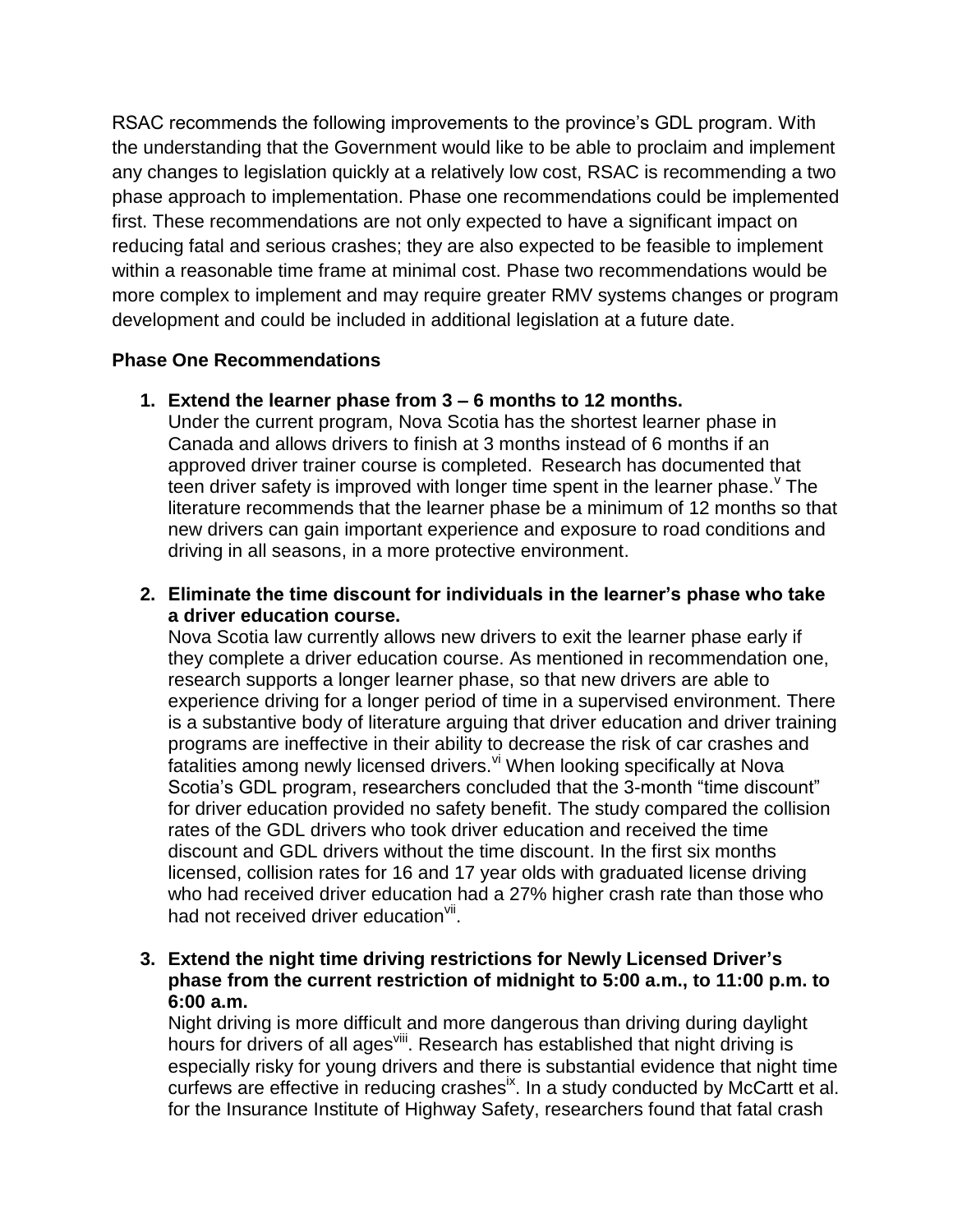RSAC recommends the following improvements to the province's GDL program. With the understanding that the Government would like to be able to proclaim and implement any changes to legislation quickly at a relatively low cost, RSAC is recommending a two phase approach to implementation. Phase one recommendations could be implemented first. These recommendations are not only expected to have a significant impact on reducing fatal and serious crashes; they are also expected to be feasible to implement within a reasonable time frame at minimal cost. Phase two recommendations would be more complex to implement and may require greater RMV systems changes or program development and could be included in additional legislation at a future date.

**Phase One Recommendations**

1. **Extend the learner phase from 3 – 6 months to 12 months.**
   Under the current program, Nova Scotia has the shortest learner phase in Canada and allows drivers to finish at 3 months instead of 6 months if an approved driver trainer course is completed. Research has documented that teen driver safety is improved with longer time spent in the learner phase.[v] The literature recommends that the learner phase be a minimum of 12 months so that new drivers can gain important experience and exposure to road conditions and driving in all seasons, in a more protective environment.

2. **Eliminate the time discount for individuals in the learner's phase who take a driver education course.**
   Nova Scotia law currently allows new drivers to exit the learner phase early if they complete a driver education course. As mentioned in recommendation one, research supports a longer learner phase, so that new drivers are able to experience driving for a longer period of time in a supervised environment. There is a substantive body of literature arguing that driver education and driver training programs are ineffective in their ability to decrease the risk of car crashes and fatalities among newly licensed drivers.[vi] When looking specifically at Nova Scotia's GDL program, researchers concluded that the 3-month "time discount" for driver education provided no safety benefit. The study compared the collision rates of the GDL drivers who took driver education and received the time discount and GDL drivers without the time discount. In the first six months licensed, collision rates for 16 and 17 year olds with graduated license driving who had received driver education had a 27% higher crash rate than those who had not received driver education[vii].

3. **Extend the night time driving restrictions for Newly Licensed Driver's phase from the current restriction of midnight to 5:00 a.m., to 11:00 p.m. to 6:00 a.m.**
   Night driving is more difficult and more dangerous than driving during daylight hours for drivers of all ages[viii]. Research has established that night driving is especially risky for young drivers and there is substantial evidence that night time curfews are effective in reducing crashes[ix]. In a study conducted by McCartt et al. for the Insurance Institute of Highway Safety, researchers found that fatal crash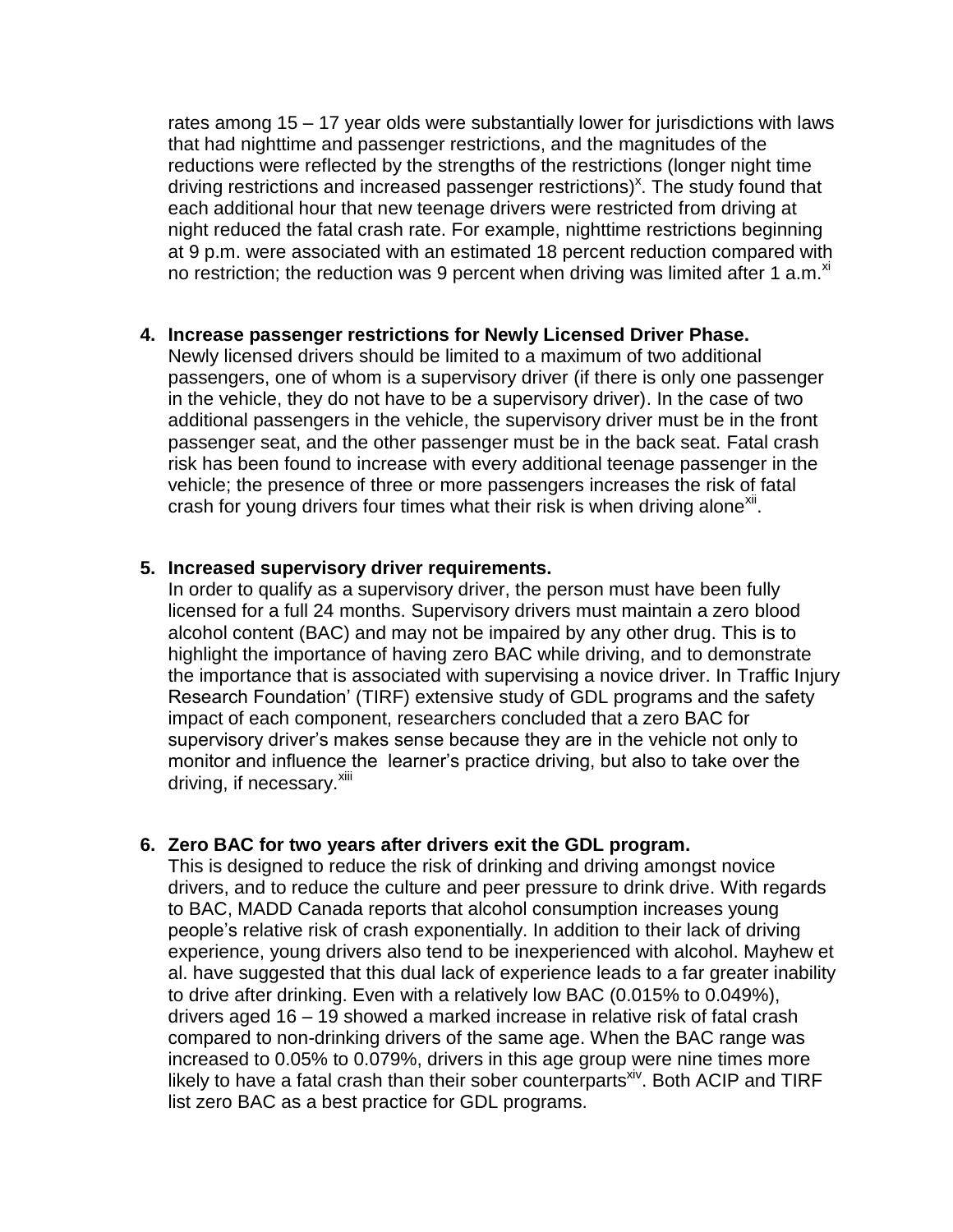rates among 15 – 17 year olds were substantially lower for jurisdictions with laws that had nighttime and passenger restrictions, and the magnitudes of the reductions were reflected by the strengths of the restrictions (longer night time driving restrictions and increased passenger restrictions)[x]. The study found that each additional hour that new teenage drivers were restricted from driving at night reduced the fatal crash rate. For example, nighttime restrictions beginning at 9 p.m. were associated with an estimated 18 percent reduction compared with no restriction; the reduction was 9 percent when driving was limited after 1 a.m.[xi]

4. **Increase passenger restrictions for Newly Licensed Driver Phase.**
   Newly licensed drivers should be limited to a maximum of two additional passengers, one of whom is a supervisory driver (if there is only one passenger in the vehicle, they do not have to be a supervisory driver). In the case of two additional passengers in the vehicle, the supervisory driver must be in the front passenger seat, and the other passenger must be in the back seat. Fatal crash risk has been found to increase with every additional teenage passenger in the vehicle; the presence of three or more passengers increases the risk of fatal crash for young drivers four times what their risk is when driving alone[xii].

5. **Increased supervisory driver requirements.**
   In order to qualify as a supervisory driver, the person must have been fully licensed for a full 24 months. Supervisory drivers must maintain a zero blood alcohol content (BAC) and may not be impaired by any other drug. This is to highlight the importance of having zero BAC while driving, and to demonstrate the importance that is associated with supervising a novice driver. In Traffic Injury Research Foundation' (TIRF) extensive study of GDL programs and the safety impact of each component, researchers concluded that a zero BAC for supervisory driver's makes sense because they are in the vehicle not only to monitor and influence the learner's practice driving, but also to take over the driving, if necessary.[xiii]

6. **Zero BAC for two years after drivers exit the GDL program.**
   This is designed to reduce the risk of drinking and driving amongst novice drivers, and to reduce the culture and peer pressure to drink drive. With regards to BAC, MADD Canada reports that alcohol consumption increases young people's relative risk of crash exponentially. In addition to their lack of driving experience, young drivers also tend to be inexperienced with alcohol. Mayhew et al. have suggested that this dual lack of experience leads to a far greater inability to drive after drinking. Even with a relatively low BAC (0.015% to 0.049%), drivers aged 16 – 19 showed a marked increase in relative risk of fatal crash compared to non-drinking drivers of the same age. When the BAC range was increased to 0.05% to 0.079%, drivers in this age group were nine times more likely to have a fatal crash than their sober counterparts[xiv]. Both ACIP and TIRF list zero BAC as a best practice for GDL programs.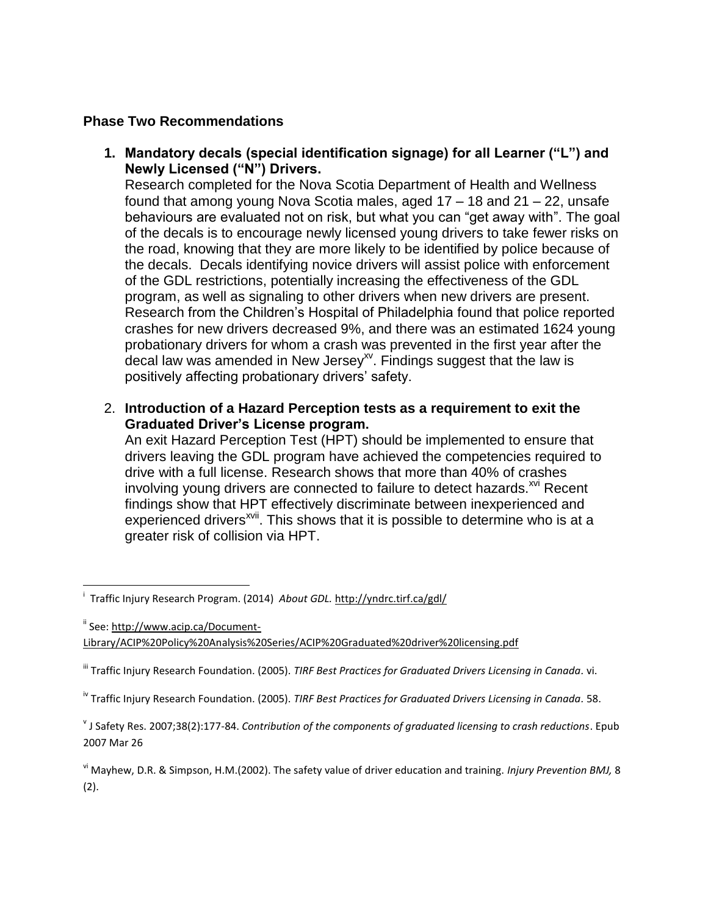## Phase Two Recommendations

1. **Mandatory decals (special identification signage) for all Learner ("L") and Newly Licensed ("N") Drivers.**
   Research completed for the Nova Scotia Department of Health and Wellness found that among young Nova Scotia males, aged 17 – 18 and 21 – 22, unsafe behaviours are evaluated not on risk, but what you can "get away with". The goal of the decals is to encourage newly licensed young drivers to take fewer risks on the road, knowing that they are more likely to be identified by police because of the decals. Decals identifying novice drivers will assist police with enforcement of the GDL restrictions, potentially increasing the effectiveness of the GDL program, as well as signaling to other drivers when new drivers are present. Research from the Children's Hospital of Philadelphia found that police reported crashes for new drivers decreased 9%, and there was an estimated 1624 young probationary drivers for whom a crash was prevented in the first year after the decal law was amended in New Jersey[xv]. Findings suggest that the law is positively affecting probationary drivers' safety.

2. **Introduction of a Hazard Perception tests as a requirement to exit the Graduated Driver's License program.**
   An exit Hazard Perception Test (HPT) should be implemented to ensure that drivers leaving the GDL program have achieved the competencies required to drive with a full license. Research shows that more than 40% of crashes involving young drivers are connected to failure to detect hazards.[xvi] Recent findings show that HPT effectively discriminate between inexperienced and experienced drivers[xvii]. This shows that it is possible to determine who is at a greater risk of collision via HPT.

---

[i] Traffic Injury Research Program. (2014) *About GDL.* http://yndrc.tirf.ca/gdl/

[ii] See: http://www.acip.ca/Document-Library/ACIP%20Policy%20Analysis%20Series/ACIP%20Graduated%20driver%20licensing.pdf

[iii] Traffic Injury Research Foundation. (2005). *TIRF Best Practices for Graduated Drivers Licensing in Canada*. vi.

[iv] Traffic Injury Research Foundation. (2005). *TIRF Best Practices for Graduated Drivers Licensing in Canada*. 58.

[v] J Safety Res. 2007;38(2):177-84. *Contribution of the components of graduated licensing to crash reductions*. Epub 2007 Mar 26

[vi] Mayhew, D.R. & Simpson, H.M.(2002). The safety value of driver education and training. *Injury Prevention BMJ,* 8 (2).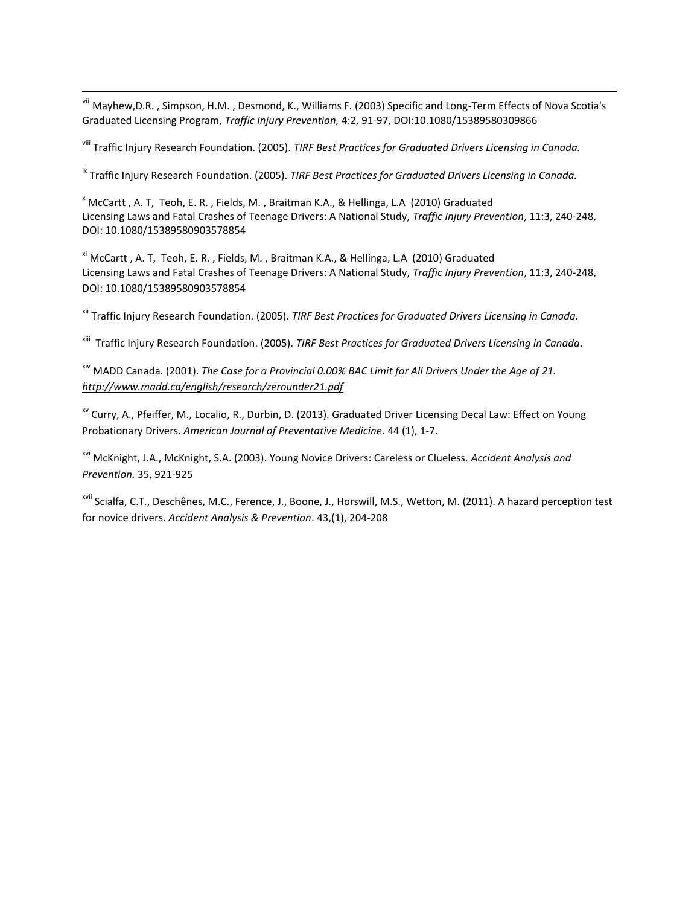[vii] Mayhew,D.R. , Simpson, H.M. , Desmond, K., Williams F. (2003) Specific and Long-Term Effects of Nova Scotia's Graduated Licensing Program, *Traffic Injury Prevention,* 4:2, 91-97, DOI:10.1080/15389580309866

[viii] Traffic Injury Research Foundation. (2005). *TIRF Best Practices for Graduated Drivers Licensing in Canada.*

[ix] Traffic Injury Research Foundation. (2005). *TIRF Best Practices for Graduated Drivers Licensing in Canada.*

[x] McCartt , A. T, Teoh, E. R. , Fields, M. , Braitman K.A., & Hellinga, L.A (2010) Graduated Licensing Laws and Fatal Crashes of Teenage Drivers: A National Study, *Traffic Injury Prevention*, 11:3, 240-248, DOI: 10.1080/15389580903578854

[xi] McCartt , A. T, Teoh, E. R. , Fields, M. , Braitman K.A., & Hellinga, L.A (2010) Graduated Licensing Laws and Fatal Crashes of Teenage Drivers: A National Study, *Traffic Injury Prevention*, 11:3, 240-248, DOI: 10.1080/15389580903578854

[xii] Traffic Injury Research Foundation. (2005). *TIRF Best Practices for Graduated Drivers Licensing in Canada.*

[xiii] Traffic Injury Research Foundation. (2005). *TIRF Best Practices for Graduated Drivers Licensing in Canada*.

[xiv] MADD Canada. (2001). *The Case for a Provincial 0.00% BAC Limit for All Drivers Under the Age of 21. http://www.madd.ca/english/research/zerounder21.pdf*

[xv] Curry, A., Pfeiffer, M., Localio, R., Durbin, D. (2013). Graduated Driver Licensing Decal Law: Effect on Young Probationary Drivers. *American Journal of Preventative Medicine*. 44 (1), 1-7.

[xvi] McKnight, J.A., McKnight, S.A. (2003). Young Novice Drivers: Careless or Clueless. *Accident Analysis and Prevention.* 35, 921-925

[xvii] Scialfa, C.T., Deschênes, M.C., Ference, J., Boone, J., Horswill, M.S., Wetton, M. (2011). A hazard perception test for novice drivers. *Accident Analysis & Prevention*. 43,(1), 204-208